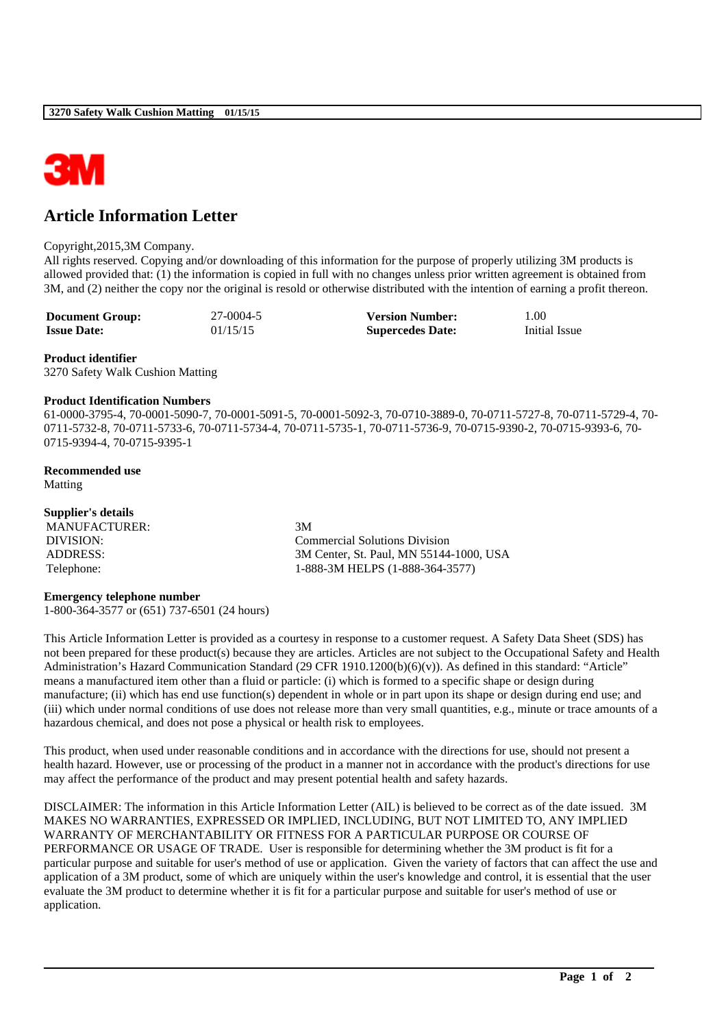# Article Information Letter

Copyright,2015,3M Company.
All rights reserved. Copying and/or downloading of this information for the purpose of properly utilizing 3M products is allowed provided that: (1) the information is copied in full with no changes unless prior written agreement is obtained from 3M, and (2) neither the copy nor the original is resold or otherwise distributed with the intention of earning a profit thereon.

| **Document Group:** | 27-0004-5 | **Version Number:** | 1.00 |
|---|---|---|---|
| **Issue Date:** | 01/15/15 | **Supercedes Date:** | Initial Issue |

**Product identifier**
3270 Safety Walk Cushion Matting

**Product Identification Numbers**
61-0000-3795-4, 70-0001-5090-7, 70-0001-5091-5, 70-0001-5092-3, 70-0710-3889-0, 70-0711-5727-8, 70-0711-5729-4, 70-0711-5732-8, 70-0711-5733-6, 70-0711-5734-4, 70-0711-5735-1, 70-0711-5736-9, 70-0715-9390-2, 70-0715-9393-6, 70-0715-9394-4, 70-0715-9395-1

**Recommended use**
Matting

**Supplier's details**

| | |
|---|---|
| MANUFACTURER: | 3M |
| DIVISION: | Commercial Solutions Division |
| ADDRESS: | 3M Center, St. Paul, MN 55144-1000, USA |
| Telephone: | 1-888-3M HELPS (1-888-364-3577) |

**Emergency telephone number**
1-800-364-3577 or (651) 737-6501 (24 hours)

This Article Information Letter is provided as a courtesy in response to a customer request. A Safety Data Sheet (SDS) has not been prepared for these product(s) because they are articles. Articles are not subject to the Occupational Safety and Health Administration's Hazard Communication Standard (29 CFR 1910.1200(b)(6)(v)). As defined in this standard: "Article" means a manufactured item other than a fluid or particle: (i) which is formed to a specific shape or design during manufacture; (ii) which has end use function(s) dependent in whole or in part upon its shape or design during end use; and (iii) which under normal conditions of use does not release more than very small quantities, e.g., minute or trace amounts of a hazardous chemical, and does not pose a physical or health risk to employees.

This product, when used under reasonable conditions and in accordance with the directions for use, should not present a health hazard. However, use or processing of the product in a manner not in accordance with the product's directions for use may affect the performance of the product and may present potential health and safety hazards.

DISCLAIMER: The information in this Article Information Letter (AIL) is believed to be correct as of the date issued. 3M MAKES NO WARRANTIES, EXPRESSED OR IMPLIED, INCLUDING, BUT NOT LIMITED TO, ANY IMPLIED WARRANTY OF MERCHANTABILITY OR FITNESS FOR A PARTICULAR PURPOSE OR COURSE OF PERFORMANCE OR USAGE OF TRADE. User is responsible for determining whether the 3M product is fit for a particular purpose and suitable for user's method of use or application. Given the variety of factors that can affect the use and application of a 3M product, some of which are uniquely within the user's knowledge and control, it is essential that the user evaluate the 3M product to determine whether it is fit for a particular purpose and suitable for user's method of use or application.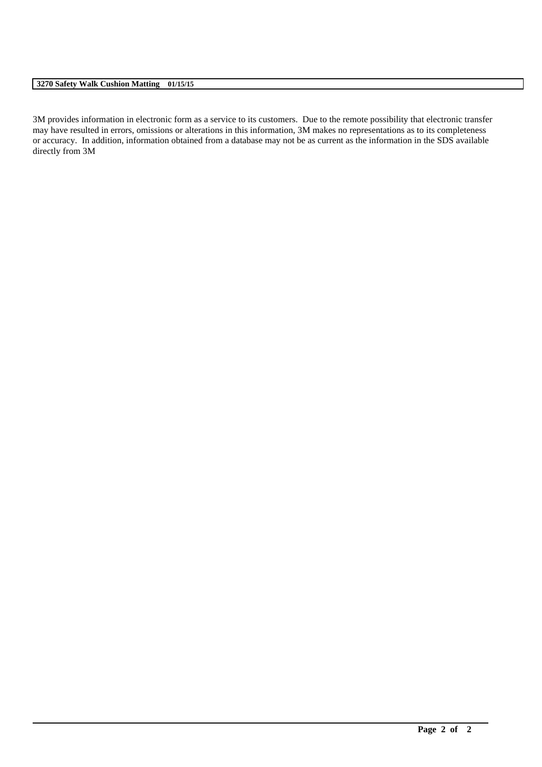3M provides information in electronic form as a service to its customers. Due to the remote possibility that electronic transfer may have resulted in errors, omissions or alterations in this information, 3M makes no representations as to its completeness or accuracy. In addition, information obtained from a database may not be as current as the information in the SDS available directly from 3M